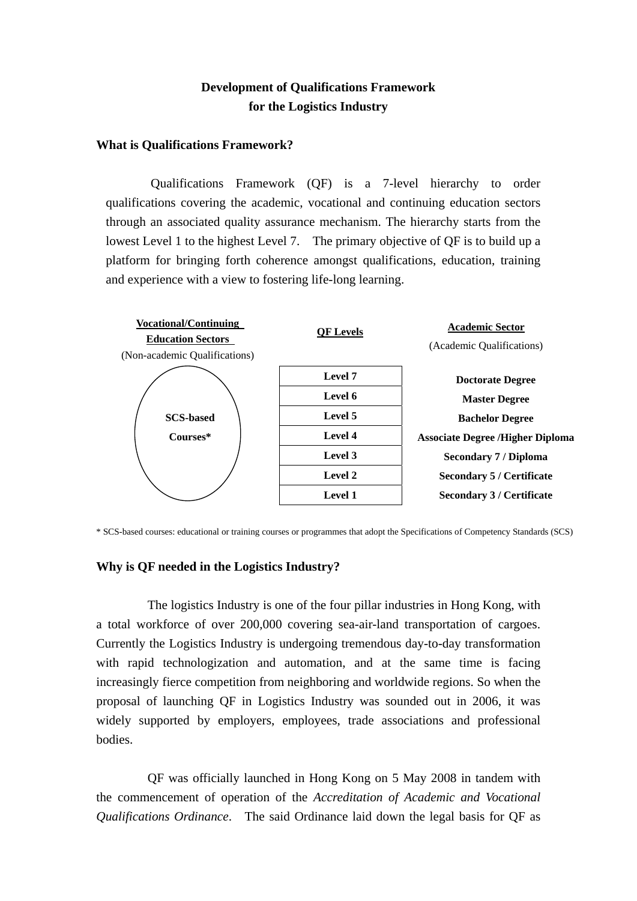# Development of Qualifications Framework for the Logistics Industry

## What is Qualifications Framework?

Qualifications Framework (QF) is a 7-level hierarchy to order qualifications covering the academic, vocational and continuing education sectors through an associated quality assurance mechanism. The hierarchy starts from the lowest Level 1 to the highest Level 7. The primary objective of QF is to build up a platform for bringing forth coherence amongst qualifications, education, training and experience with a view to fostering life-long learning.

| Vocational/Continuing Education Sectors (Non-academic Qualifications) | QF Levels | Academic Sector (Academic Qualifications) |
|---|---|---|
| SCS-based Courses* | **Level 7** | **Doctorate Degree** |
| | **Level 6** | **Master Degree** |
| | **Level 5** | **Bachelor Degree** |
| | **Level 4** | **Associate Degree /Higher Diploma** |
| | **Level 3** | **Secondary 7 / Diploma** |
| | **Level 2** | **Secondary 5 / Certificate** |
| | **Level 1** | **Secondary 3 / Certificate** |

\* SCS-based courses: educational or training courses or programmes that adopt the Specifications of Competency Standards (SCS)

## Why is QF needed in the Logistics Industry?

The logistics Industry is one of the four pillar industries in Hong Kong, with a total workforce of over 200,000 covering sea-air-land transportation of cargoes. Currently the Logistics Industry is undergoing tremendous day-to-day transformation with rapid technologization and automation, and at the same time is facing increasingly fierce competition from neighboring and worldwide regions. So when the proposal of launching QF in Logistics Industry was sounded out in 2006, it was widely supported by employers, employees, trade associations and professional bodies.

QF was officially launched in Hong Kong on 5 May 2008 in tandem with the commencement of operation of the *Accreditation of Academic and Vocational Qualifications Ordinance*. The said Ordinance laid down the legal basis for QF as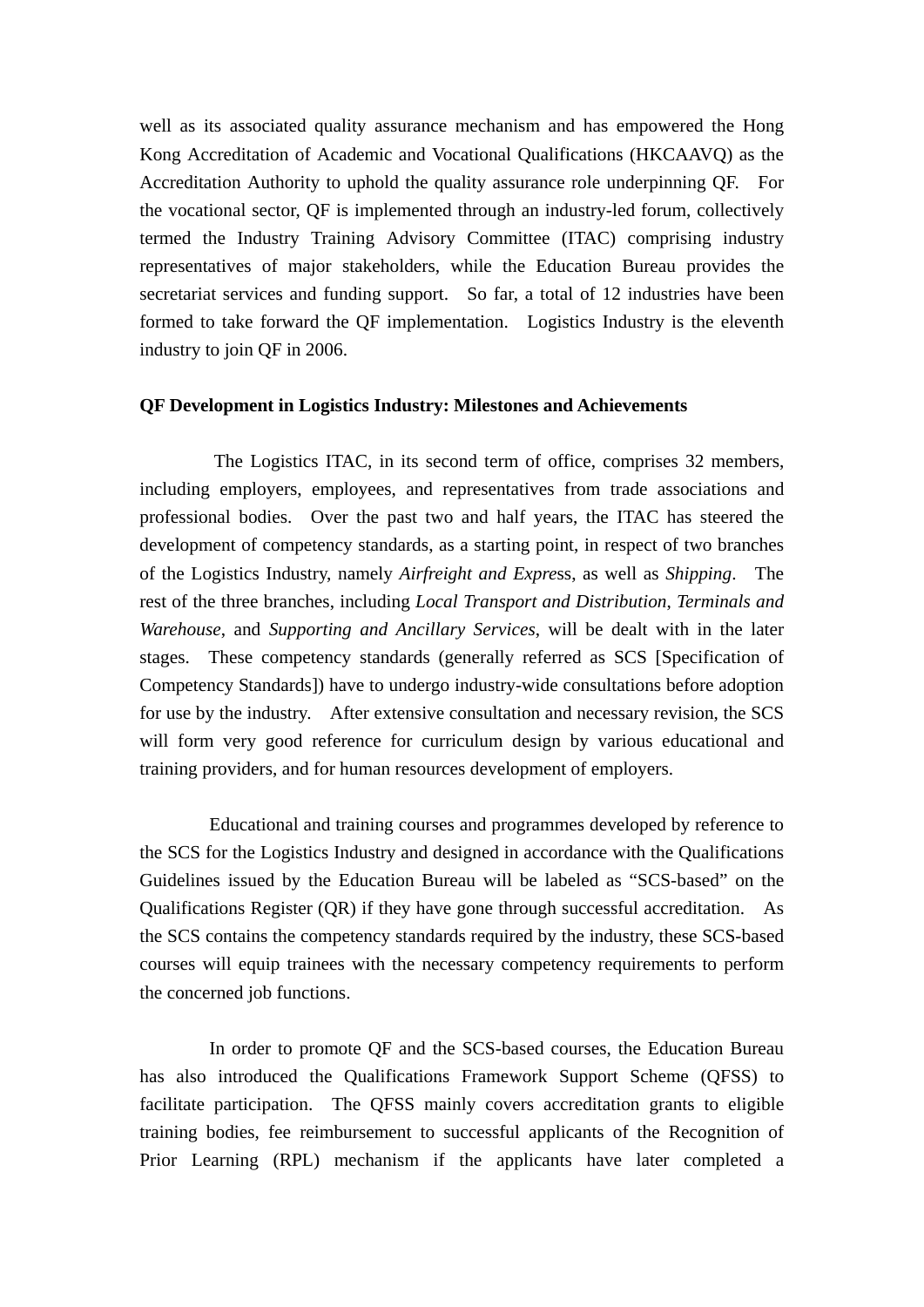well as its associated quality assurance mechanism and has empowered the Hong Kong Accreditation of Academic and Vocational Qualifications (HKCAAVQ) as the Accreditation Authority to uphold the quality assurance role underpinning QF. For the vocational sector, QF is implemented through an industry-led forum, collectively termed the Industry Training Advisory Committee (ITAC) comprising industry representatives of major stakeholders, while the Education Bureau provides the secretariat services and funding support. So far, a total of 12 industries have been formed to take forward the QF implementation. Logistics Industry is the eleventh industry to join QF in 2006.

**QF Development in Logistics Industry: Milestones and Achievements**

The Logistics ITAC, in its second term of office, comprises 32 members, including employers, employees, and representatives from trade associations and professional bodies. Over the past two and half years, the ITAC has steered the development of competency standards, as a starting point, in respect of two branches of the Logistics Industry, namely *Airfreight and Express*, as well as *Shipping*. The rest of the three branches, including *Local Transport and Distribution*, *Terminals and Warehouse*, and *Supporting and Ancillary Services*, will be dealt with in the later stages. These competency standards (generally referred as SCS [Specification of Competency Standards]) have to undergo industry-wide consultations before adoption for use by the industry. After extensive consultation and necessary revision, the SCS will form very good reference for curriculum design by various educational and training providers, and for human resources development of employers.

Educational and training courses and programmes developed by reference to the SCS for the Logistics Industry and designed in accordance with the Qualifications Guidelines issued by the Education Bureau will be labeled as "SCS-based" on the Qualifications Register (QR) if they have gone through successful accreditation. As the SCS contains the competency standards required by the industry, these SCS-based courses will equip trainees with the necessary competency requirements to perform the concerned job functions.

In order to promote QF and the SCS-based courses, the Education Bureau has also introduced the Qualifications Framework Support Scheme (QFSS) to facilitate participation. The QFSS mainly covers accreditation grants to eligible training bodies, fee reimbursement to successful applicants of the Recognition of Prior Learning (RPL) mechanism if the applicants have later completed a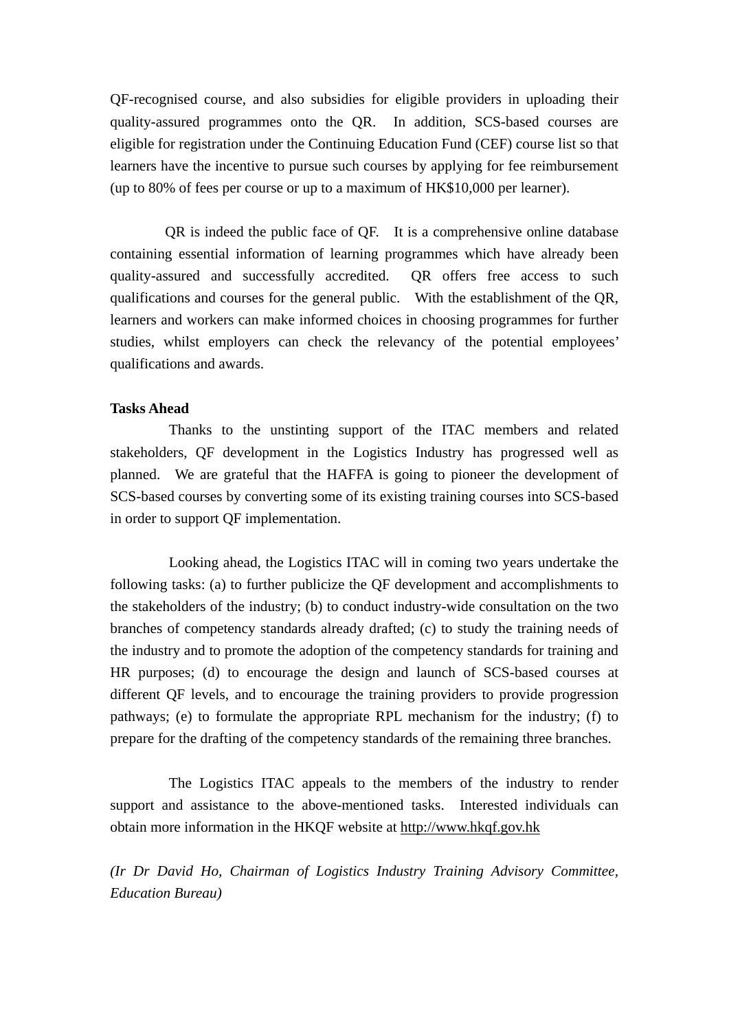QF-recognised course, and also subsidies for eligible providers in uploading their quality-assured programmes onto the QR. In addition, SCS-based courses are eligible for registration under the Continuing Education Fund (CEF) course list so that learners have the incentive to pursue such courses by applying for fee reimbursement (up to 80% of fees per course or up to a maximum of HK$10,000 per learner).

QR is indeed the public face of QF. It is a comprehensive online database containing essential information of learning programmes which have already been quality-assured and successfully accredited. QR offers free access to such qualifications and courses for the general public. With the establishment of the QR, learners and workers can make informed choices in choosing programmes for further studies, whilst employers can check the relevancy of the potential employees' qualifications and awards.

**Tasks Ahead**

Thanks to the unstinting support of the ITAC members and related stakeholders, QF development in the Logistics Industry has progressed well as planned. We are grateful that the HAFFA is going to pioneer the development of SCS-based courses by converting some of its existing training courses into SCS-based in order to support QF implementation.

Looking ahead, the Logistics ITAC will in coming two years undertake the following tasks: (a) to further publicize the QF development and accomplishments to the stakeholders of the industry; (b) to conduct industry-wide consultation on the two branches of competency standards already drafted; (c) to study the training needs of the industry and to promote the adoption of the competency standards for training and HR purposes; (d) to encourage the design and launch of SCS-based courses at different QF levels, and to encourage the training providers to provide progression pathways; (e) to formulate the appropriate RPL mechanism for the industry; (f) to prepare for the drafting of the competency standards of the remaining three branches.

The Logistics ITAC appeals to the members of the industry to render support and assistance to the above-mentioned tasks. Interested individuals can obtain more information in the HKQF website at http://www.hkqf.gov.hk

*(Ir Dr David Ho, Chairman of Logistics Industry Training Advisory Committee, Education Bureau)*